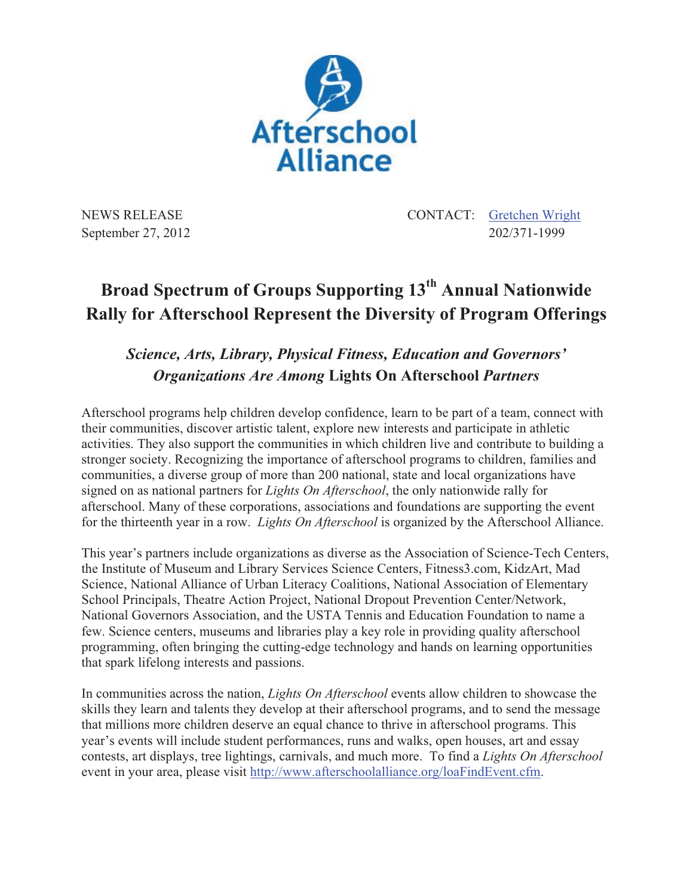Afterschool Alliance

NEWS RELEASE
September 27, 2012

CONTACT: [Gretchen Wright](mailto:)
202/371-1999

# Broad Spectrum of Groups Supporting 13th Annual Nationwide Rally for Afterschool Represent the Diversity of Program Offerings

## *Science, Arts, Library, Physical Fitness, Education and Governors' Organizations Are Among* Lights On Afterschool *Partners*

Afterschool programs help children develop confidence, learn to be part of a team, connect with their communities, discover artistic talent, explore new interests and participate in athletic activities. They also support the communities in which children live and contribute to building a stronger society. Recognizing the importance of afterschool programs to children, families and communities, a diverse group of more than 200 national, state and local organizations have signed on as national partners for *Lights On Afterschool*, the only nationwide rally for afterschool. Many of these corporations, associations and foundations are supporting the event for the thirteenth year in a row. *Lights On Afterschool* is organized by the Afterschool Alliance.

This year's partners include organizations as diverse as the Association of Science-Tech Centers, the Institute of Museum and Library Services Science Centers, Fitness3.com, KidzArt, Mad Science, National Alliance of Urban Literacy Coalitions, National Association of Elementary School Principals, Theatre Action Project, National Dropout Prevention Center/Network, National Governors Association, and the USTA Tennis and Education Foundation to name a few. Science centers, museums and libraries play a key role in providing quality afterschool programming, often bringing the cutting-edge technology and hands on learning opportunities that spark lifelong interests and passions.

In communities across the nation, *Lights On Afterschool* events allow children to showcase the skills they learn and talents they develop at their afterschool programs, and to send the message that millions more children deserve an equal chance to thrive in afterschool programs. This year's events will include student performances, runs and walks, open houses, art and essay contests, art displays, tree lightings, carnivals, and much more. To find a *Lights On Afterschool* event in your area, please visit http://www.afterschoolalliance.org/loaFindEvent.cfm.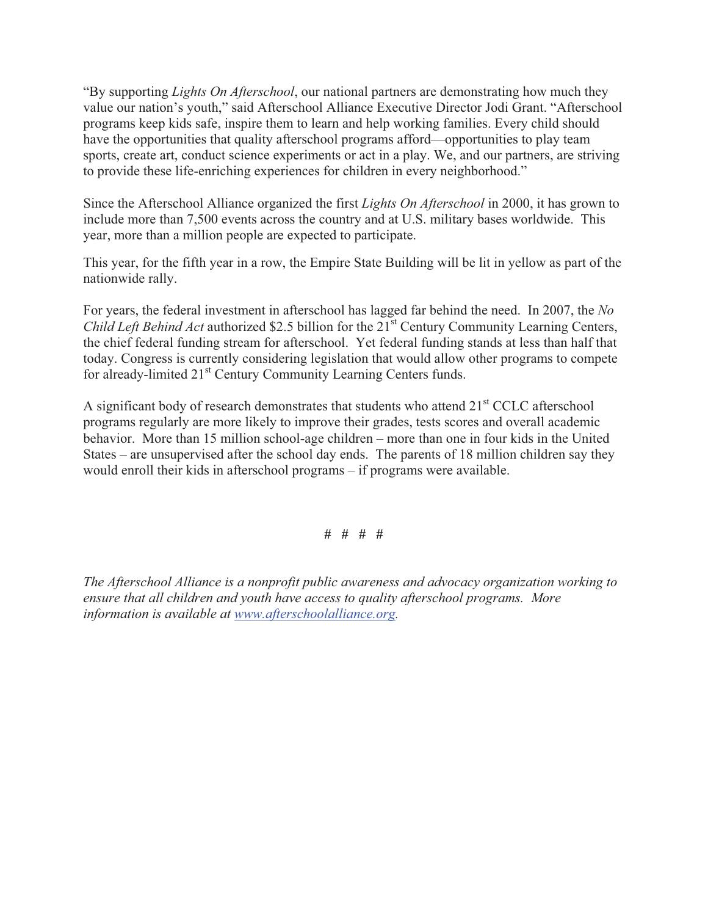"By supporting *Lights On Afterschool*, our national partners are demonstrating how much they value our nation's youth," said Afterschool Alliance Executive Director Jodi Grant. "Afterschool programs keep kids safe, inspire them to learn and help working families. Every child should have the opportunities that quality afterschool programs afford—opportunities to play team sports, create art, conduct science experiments or act in a play. We, and our partners, are striving to provide these life-enriching experiences for children in every neighborhood."

Since the Afterschool Alliance organized the first *Lights On Afterschool* in 2000, it has grown to include more than 7,500 events across the country and at U.S. military bases worldwide. This year, more than a million people are expected to participate.

This year, for the fifth year in a row, the Empire State Building will be lit in yellow as part of the nationwide rally.

For years, the federal investment in afterschool has lagged far behind the need. In 2007, the *No Child Left Behind Act* authorized $2.5 billion for the 21st Century Community Learning Centers, the chief federal funding stream for afterschool. Yet federal funding stands at less than half that today. Congress is currently considering legislation that would allow other programs to compete for already-limited 21st Century Community Learning Centers funds.

A significant body of research demonstrates that students who attend 21st CCLC afterschool programs regularly are more likely to improve their grades, tests scores and overall academic behavior. More than 15 million school-age children – more than one in four kids in the United States – are unsupervised after the school day ends. The parents of 18 million children say they would enroll their kids in afterschool programs – if programs were available.

# # # #

*The Afterschool Alliance is a nonprofit public awareness and advocacy organization working to ensure that all children and youth have access to quality afterschool programs. More information is available at [www.afterschoolalliance.org](http://www.afterschoolalliance.org).*